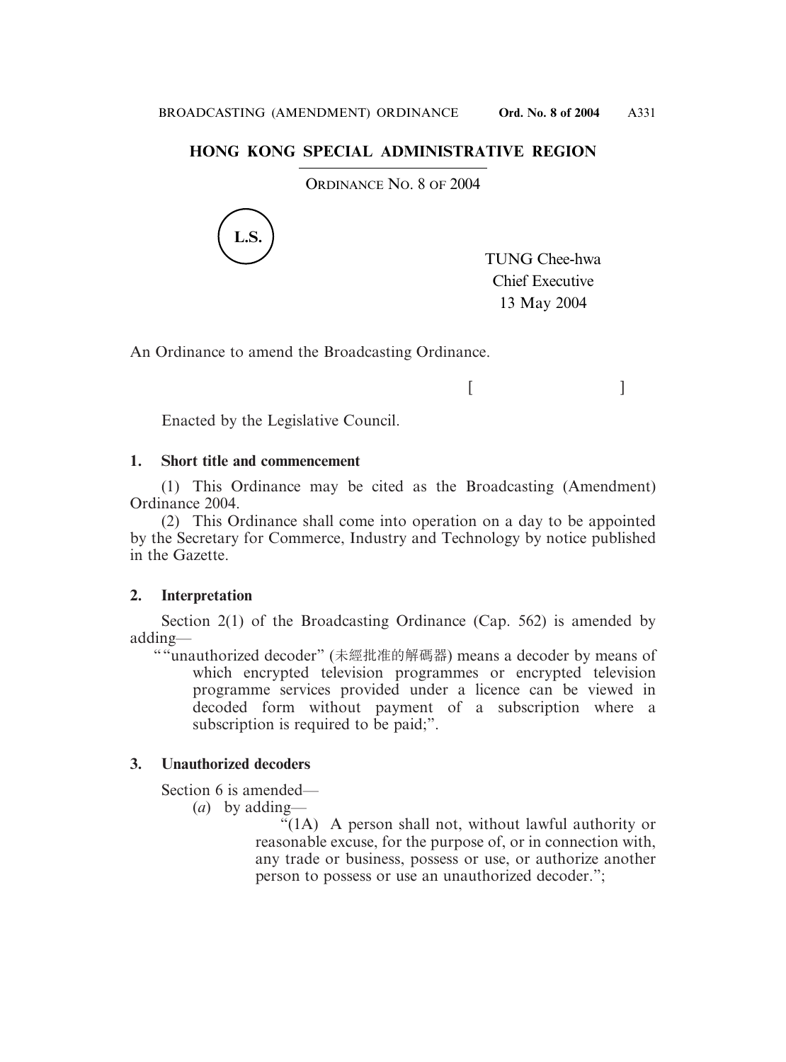## HONG KONG SPECIAL ADMINISTRATIVE REGION

ORDINANCE NO. 8 OF 2004

L.S.

TUNG Chee-hwa
Chief Executive
13 May 2004

An Ordinance to amend the Broadcasting Ordinance.

[ ]

Enacted by the Legislative Council.

**1. Short title and commencement**

(1) This Ordinance may be cited as the Broadcasting (Amendment) Ordinance 2004.

(2) This Ordinance shall come into operation on a day to be appointed by the Secretary for Commerce, Industry and Technology by notice published in the Gazette.

**2. Interpretation**

Section 2(1) of the Broadcasting Ordinance (Cap. 562) is amended by adding—

""unauthorized decoder" (未經批准的解碼器) means a decoder by means of which encrypted television programmes or encrypted television programme services provided under a licence can be viewed in decoded form without payment of a subscription where a subscription is required to be paid;".

**3. Unauthorized decoders**

Section 6 is amended—

(*a*) by adding—

"(1A) A person shall not, without lawful authority or reasonable excuse, for the purpose of, or in connection with, any trade or business, possess or use, or authorize another person to possess or use an unauthorized decoder.";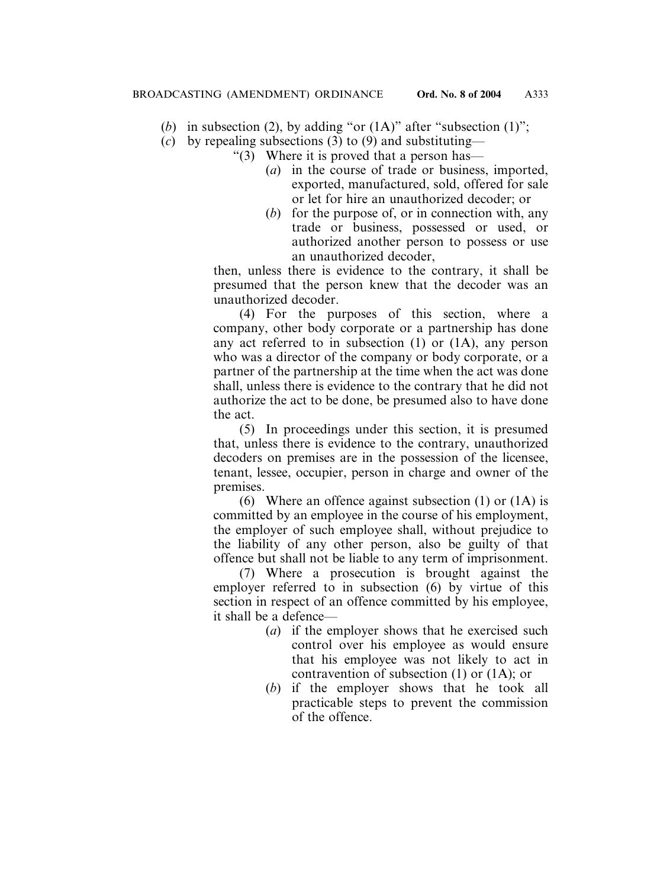(*b*) in subsection (2), by adding "or (1A)" after "subsection (1)";

(*c*) by repealing subsections (3) to (9) and substituting—

"(3) Where it is proved that a person has—

(*a*) in the course of trade or business, imported, exported, manufactured, sold, offered for sale or let for hire an unauthorized decoder; or

(*b*) for the purpose of, or in connection with, any trade or business, possessed or used, or authorized another person to possess or use an unauthorized decoder,

then, unless there is evidence to the contrary, it shall be presumed that the person knew that the decoder was an unauthorized decoder.

(4) For the purposes of this section, where a company, other body corporate or a partnership has done any act referred to in subsection (1) or (1A), any person who was a director of the company or body corporate, or a partner of the partnership at the time when the act was done shall, unless there is evidence to the contrary that he did not authorize the act to be done, be presumed also to have done the act.

(5) In proceedings under this section, it is presumed that, unless there is evidence to the contrary, unauthorized decoders on premises are in the possession of the licensee, tenant, lessee, occupier, person in charge and owner of the premises.

(6) Where an offence against subsection (1) or (1A) is committed by an employee in the course of his employment, the employer of such employee shall, without prejudice to the liability of any other person, also be guilty of that offence but shall not be liable to any term of imprisonment.

(7) Where a prosecution is brought against the employer referred to in subsection (6) by virtue of this section in respect of an offence committed by his employee, it shall be a defence—

(*a*) if the employer shows that he exercised such control over his employee as would ensure that his employee was not likely to act in contravention of subsection (1) or (1A); or

(*b*) if the employer shows that he took all practicable steps to prevent the commission of the offence.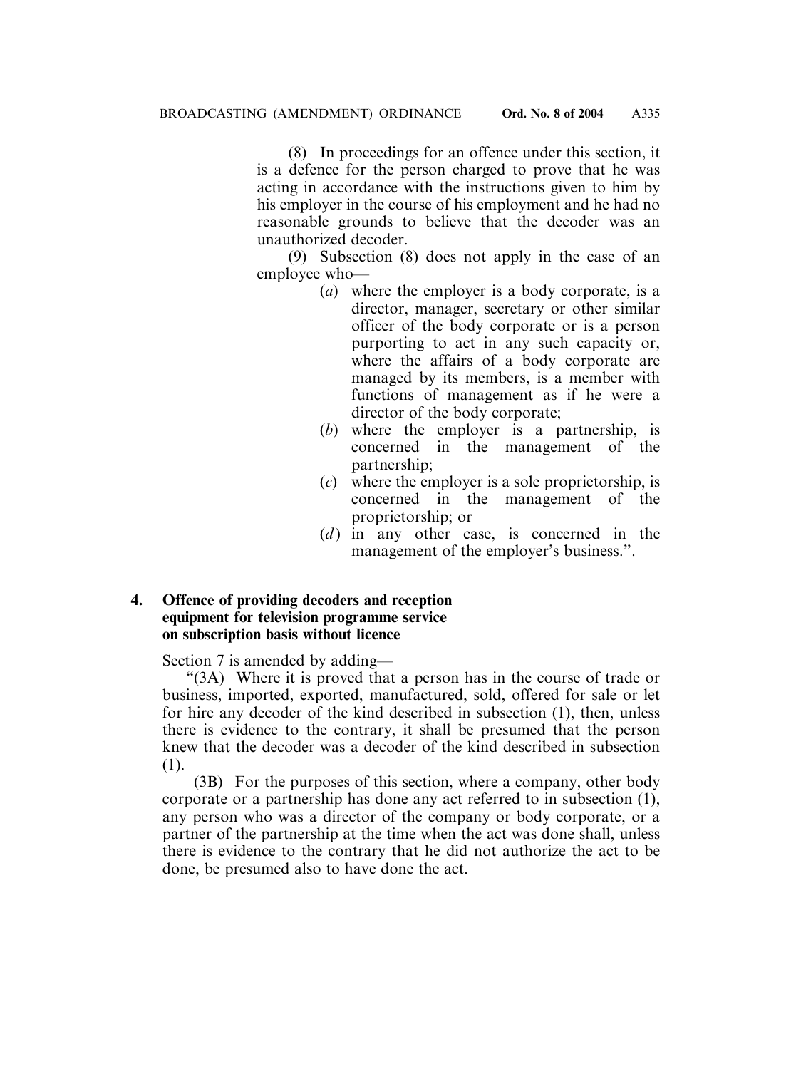(8) In proceedings for an offence under this section, it is a defence for the person charged to prove that he was acting in accordance with the instructions given to him by his employer in the course of his employment and he had no reasonable grounds to believe that the decoder was an unauthorized decoder.

(9) Subsection (8) does not apply in the case of an employee who—

- (*a*) where the employer is a body corporate, is a director, manager, secretary or other similar officer of the body corporate or is a person purporting to act in any such capacity or, where the affairs of a body corporate are managed by its members, is a member with functions of management as if he were a director of the body corporate;
- (*b*) where the employer is a partnership, is concerned in the management of the partnership;
- (*c*) where the employer is a sole proprietorship, is concerned in the management of the proprietorship; or
- (*d*) in any other case, is concerned in the management of the employer's business.".

**4. Offence of providing decoders and reception equipment for television programme service on subscription basis without licence**

Section 7 is amended by adding—

"(3A) Where it is proved that a person has in the course of trade or business, imported, exported, manufactured, sold, offered for sale or let for hire any decoder of the kind described in subsection (1), then, unless there is evidence to the contrary, it shall be presumed that the person knew that the decoder was a decoder of the kind described in subsection (1).

(3B) For the purposes of this section, where a company, other body corporate or a partnership has done any act referred to in subsection (1), any person who was a director of the company or body corporate, or a partner of the partnership at the time when the act was done shall, unless there is evidence to the contrary that he did not authorize the act to be done, be presumed also to have done the act.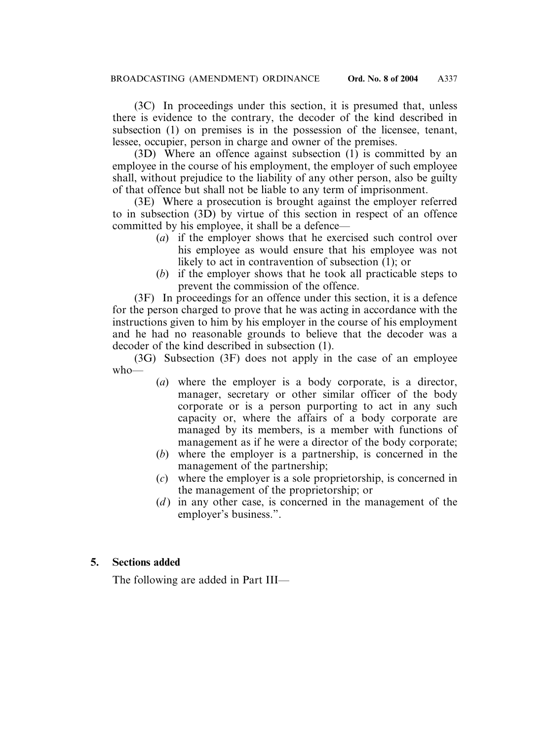(3C) In proceedings under this section, it is presumed that, unless there is evidence to the contrary, the decoder of the kind described in subsection (1) on premises is in the possession of the licensee, tenant, lessee, occupier, person in charge and owner of the premises.

(3D) Where an offence against subsection (1) is committed by an employee in the course of his employment, the employer of such employee shall, without prejudice to the liability of any other person, also be guilty of that offence but shall not be liable to any term of imprisonment.

(3E) Where a prosecution is brought against the employer referred to in subsection (3D) by virtue of this section in respect of an offence committed by his employee, it shall be a defence—

(*a*) if the employer shows that he exercised such control over his employee as would ensure that his employee was not likely to act in contravention of subsection (1); or

(*b*) if the employer shows that he took all practicable steps to prevent the commission of the offence.

(3F) In proceedings for an offence under this section, it is a defence for the person charged to prove that he was acting in accordance with the instructions given to him by his employer in the course of his employment and he had no reasonable grounds to believe that the decoder was a decoder of the kind described in subsection (1).

(3G) Subsection (3F) does not apply in the case of an employee who—

(*a*) where the employer is a body corporate, is a director, manager, secretary or other similar officer of the body corporate or is a person purporting to act in any such capacity or, where the affairs of a body corporate are managed by its members, is a member with functions of management as if he were a director of the body corporate;

(*b*) where the employer is a partnership, is concerned in the management of the partnership;

(*c*) where the employer is a sole proprietorship, is concerned in the management of the proprietorship; or

(*d*) in any other case, is concerned in the management of the employer's business.".

**5. Sections added**

The following are added in Part III—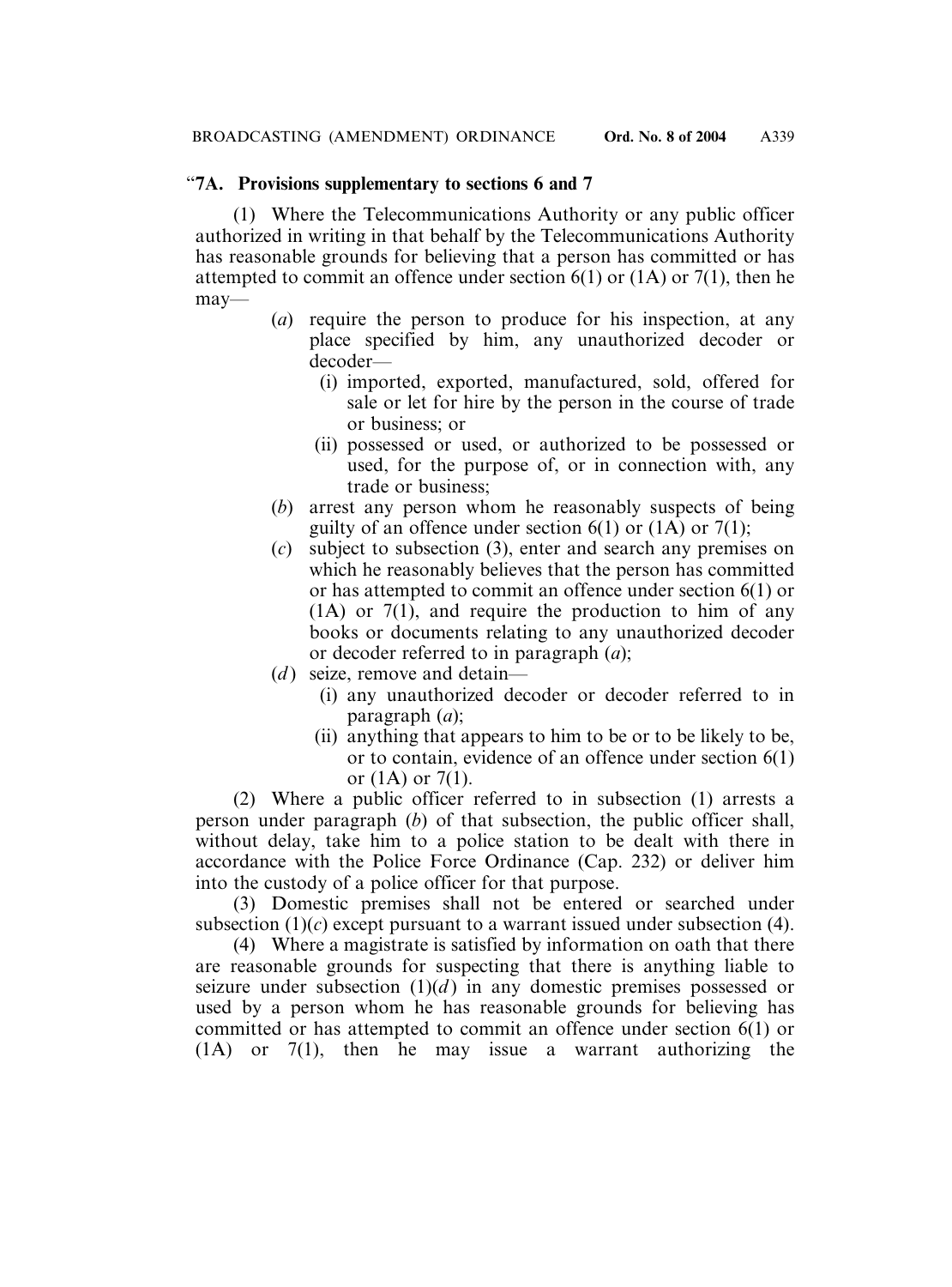### "7A. Provisions supplementary to sections 6 and 7

(1) Where the Telecommunications Authority or any public officer authorized in writing in that behalf by the Telecommunications Authority has reasonable grounds for believing that a person has committed or has attempted to commit an offence under section 6(1) or (1A) or 7(1), then he may—

- (*a*) require the person to produce for his inspection, at any place specified by him, any unauthorized decoder or decoder—
  - (i) imported, exported, manufactured, sold, offered for sale or let for hire by the person in the course of trade or business; or
  - (ii) possessed or used, or authorized to be possessed or used, for the purpose of, or in connection with, any trade or business;
- (*b*) arrest any person whom he reasonably suspects of being guilty of an offence under section 6(1) or (1A) or 7(1);
- (*c*) subject to subsection (3), enter and search any premises on which he reasonably believes that the person has committed or has attempted to commit an offence under section 6(1) or (1A) or 7(1), and require the production to him of any books or documents relating to any unauthorized decoder or decoder referred to in paragraph (*a*);
- (*d*) seize, remove and detain—
  - (i) any unauthorized decoder or decoder referred to in paragraph (*a*);
  - (ii) anything that appears to him to be or to be likely to be, or to contain, evidence of an offence under section 6(1) or (1A) or 7(1).

(2) Where a public officer referred to in subsection (1) arrests a person under paragraph (*b*) of that subsection, the public officer shall, without delay, take him to a police station to be dealt with there in accordance with the Police Force Ordinance (Cap. 232) or deliver him into the custody of a police officer for that purpose.

(3) Domestic premises shall not be entered or searched under subsection (1)(*c*) except pursuant to a warrant issued under subsection (4).

(4) Where a magistrate is satisfied by information on oath that there are reasonable grounds for suspecting that there is anything liable to seizure under subsection (1)(*d*) in any domestic premises possessed or used by a person whom he has reasonable grounds for believing has committed or has attempted to commit an offence under section 6(1) or (1A) or 7(1), then he may issue a warrant authorizing the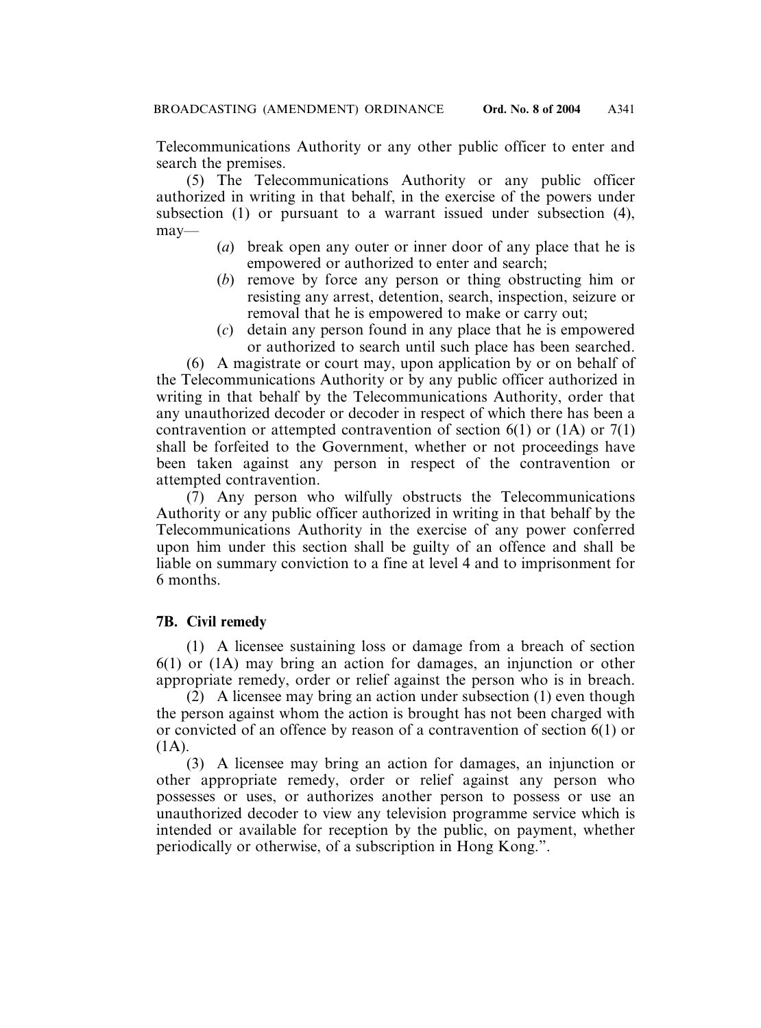Telecommunications Authority or any other public officer to enter and search the premises.

(5) The Telecommunications Authority or any public officer authorized in writing in that behalf, in the exercise of the powers under subsection (1) or pursuant to a warrant issued under subsection (4), may—

- (*a*) break open any outer or inner door of any place that he is empowered or authorized to enter and search;
- (*b*) remove by force any person or thing obstructing him or resisting any arrest, detention, search, inspection, seizure or removal that he is empowered to make or carry out;
- (*c*) detain any person found in any place that he is empowered or authorized to search until such place has been searched.

(6) A magistrate or court may, upon application by or on behalf of the Telecommunications Authority or by any public officer authorized in writing in that behalf by the Telecommunications Authority, order that any unauthorized decoder or decoder in respect of which there has been a contravention or attempted contravention of section 6(1) or (1A) or 7(1) shall be forfeited to the Government, whether or not proceedings have been taken against any person in respect of the contravention or attempted contravention.

(7) Any person who wilfully obstructs the Telecommunications Authority or any public officer authorized in writing in that behalf by the Telecommunications Authority in the exercise of any power conferred upon him under this section shall be guilty of an offence and shall be liable on summary conviction to a fine at level 4 and to imprisonment for 6 months.

**7B. Civil remedy**

(1) A licensee sustaining loss or damage from a breach of section 6(1) or (1A) may bring an action for damages, an injunction or other appropriate remedy, order or relief against the person who is in breach.

(2) A licensee may bring an action under subsection (1) even though the person against whom the action is brought has not been charged with or convicted of an offence by reason of a contravention of section 6(1) or (1A).

(3) A licensee may bring an action for damages, an injunction or other appropriate remedy, order or relief against any person who possesses or uses, or authorizes another person to possess or use an unauthorized decoder to view any television programme service which is intended or available for reception by the public, on payment, whether periodically or otherwise, of a subscription in Hong Kong.".